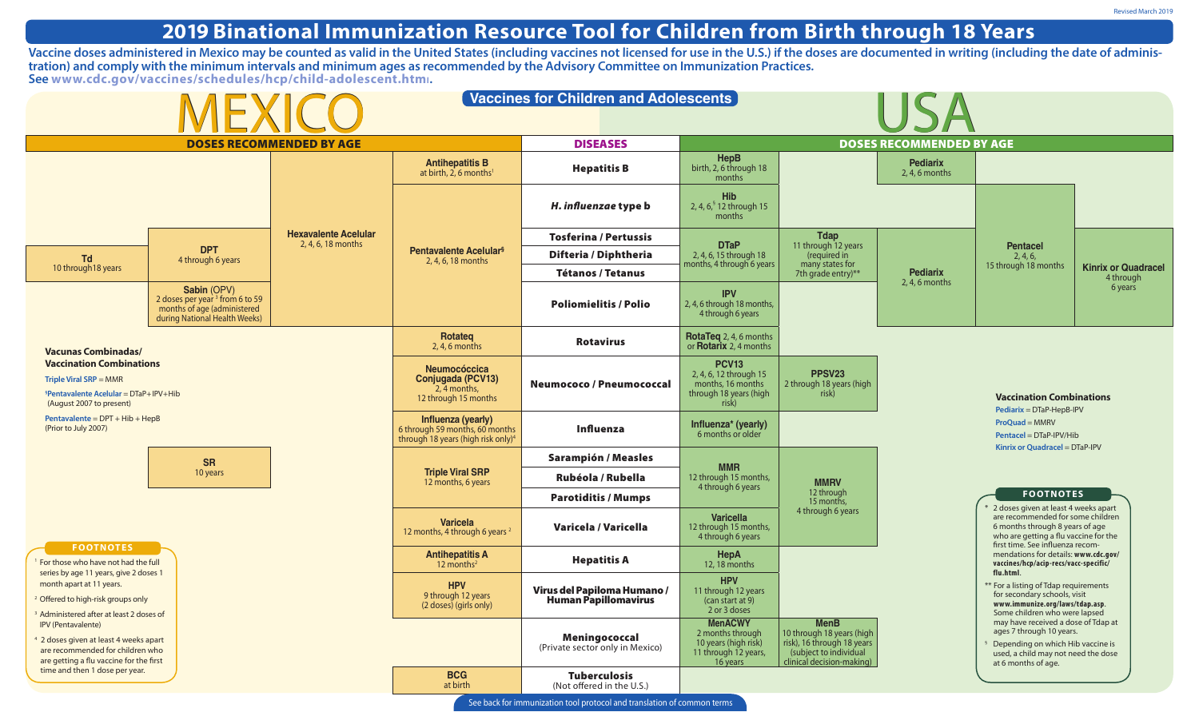Revised March 2019

# 2019 Binational Immunization Resource Tool for Children from Birth through 18 Years

**Vaccine doses administered in Mexico may be counted as valid in the United States (including vaccines not licensed for use in the U.S.) if the doses are documented in writing (including the date of administration) and comply with the minimum intervals and minimum ages as recommended by the Advisory Committee on Immunization Practices. See www.cdc.gov/vaccines/schedules/hcp/child-adolescent.html.**

## Vaccines for Children and Adolescents

| MEXICO – Doses Recommended by Age | DISEASES | USA – Doses Recommended by Age |
|---|---|---|
| **Antihepatitis B** at birth, 2, 6 months[1]; **Hexavalente Acelular** 2, 4, 6, 18 months | **Hepatitis B** | **HepB** birth, 2, 6 through 18 months; **Pediarix** 2, 4, 6 months |
| **Pentavalente Acelular[§]** 2, 4, 6, 18 months; **Hexavalente Acelular** 2, 4, 6, 18 months | ***H. influenzae* type b** | **Hib** 2, 4, 6,[§] 12 through 15 months; **Pentacel** 2, 4, 6, 15 through 18 months |
| **Pentavalente Acelular[§]** 2, 4, 6, 18 months; **Hexavalente Acelular** 2, 4, 6, 18 months; **DPT** 4 through 6 years; **Td** 10 through 18 years | **Tosferina / Pertussis** | **DTaP** 2, 4, 6, 15 through 18 months, 4 through 6 years; **Tdap** 11 through 12 years (required in many states for 7th grade entry)**; **Pediarix** 2, 4, 6 months; **Pentacel** 2, 4, 6, 15 through 18 months; **Kinrix or Quadracel** 4 through 6 years |
| **Pentavalente Acelular[§]** 2, 4, 6, 18 months; **Hexavalente Acelular** 2, 4, 6, 18 months; **DPT** 4 through 6 years; **Td** 10 through 18 years | **Difteria / Diphtheria** | **DTaP** 2, 4, 6, 15 through 18 months, 4 through 6 years; **Tdap** 11 through 12 years (required in many states for 7th grade entry)**; **Pediarix** 2, 4, 6 months; **Pentacel** 2, 4, 6, 15 through 18 months; **Kinrix or Quadracel** 4 through 6 years |
| **Pentavalente Acelular[§]** 2, 4, 6, 18 months; **Hexavalente Acelular** 2, 4, 6, 18 months; **DPT** 4 through 6 years; **Td** 10 through 18 years | **Tétanos / Tetanus** | **DTaP** 2, 4, 6, 15 through 18 months, 4 through 6 years; **Tdap** 11 through 12 years (required in many states for 7th grade entry)**; **Pediarix** 2, 4, 6 months; **Pentacel** 2, 4, 6, 15 through 18 months; **Kinrix or Quadracel** 4 through 6 years |
| **Pentavalente Acelular[§]** 2, 4, 6, 18 months; **Hexavalente Acelular** 2, 4, 6, 18 months; **Sabin** (OPV) 2 doses per year[3] from 6 to 59 months of age (administered during National Health Weeks) | **Poliomielitis / Polio** | **IPV** 2, 4, 6 through 18 months, 4 through 6 years; **Pediarix** 2, 4, 6 months; **Pentacel** 2, 4, 6, 15 through 18 months; **Kinrix or Quadracel** 4 through 6 years |
| **Rotateq** 2, 4, 6 months | **Rotavirus** | **RotaTeq** 2, 4, 6 months or **Rotarix** 2, 4 months |
| **Neumocóccica Conjugada (PCV13)** 2, 4 months, 12 through 15 months | **Neumococo / Pneumococcal** | **PCV13** 2, 4, 6, 12 through 15 months, 16 months through 18 years (high risk); **PPSV23** 2 through 18 years (high risk) |
| **Influenza (yearly)** 6 through 59 months, 60 months through 18 years (high risk only)[4] | **Influenza** | **Influenza* (yearly)** 6 months or older |
| **Triple Viral SRP** 12 months, 6 years; **SR** 10 years | **Sarampión / Measles** | **MMR** 12 through 15 months, 4 through 6 years; **MMRV** 12 through 15 months, 4 through 6 years |
| **Triple Viral SRP** 12 months, 6 years; **SR** 10 years | **Rubéola / Rubella** | **MMR** 12 through 15 months, 4 through 6 years; **MMRV** 12 through 15 months, 4 through 6 years |
| **Triple Viral SRP** 12 months, 6 years | **Parotiditis / Mumps** | **MMR** 12 through 15 months, 4 through 6 years; **MMRV** 12 through 15 months, 4 through 6 years |
| **Varicela** 12 months, 4 through 6 years[2] | **Varicela / Varicella** | **Varicela** 12 through 15 months, 4 through 6 years; **MMRV** 12 through 15 months, 4 through 6 years |
| **Antihepatitis A** 12 months[2] | **Hepatitis A** | **HepA** 12, 18 months |
| **HPV** 9 through 12 years (2 doses) (girls only) | **Virus del Papiloma Humano / Human Papillomavirus** | **HPV** 11 through 12 years (can start at 9) 2 or 3 doses |
| | **Meningococcal** (Private sector only in Mexico) | **MenACWY** 2 months through 10 years (high risk) 11 through 12 years, 16 years; **MenB** 10 through 18 years (high risk), 16 through 18 years (subject to individual clinical decision-making) |
| **BCG** at birth | **Tuberculosis** (Not offered in the U.S.) | |

### Vacunas Combinadas/ Vaccination Combinations

- **Triple Viral SRP** = MMR
- **[§]Pentavalente Acelular** = DTaP+IPV+Hib (August 2007 to present)
- **Pentavalente** = DPT + Hib + HepB (Prior to July 2007)

### FOOTNOTES

[1] For those who have not had the full series by age 11 years, give 2 doses 1 month apart at 11 years.

[2] Offered to high-risk groups only

[3] Administered after at least 2 doses of IPV (Pentavalente)

[4] 2 doses given at least 4 weeks apart are recommended for children who are getting a flu vaccine for the first time and then 1 dose per year.

### Vaccination Combinations

- **Pediarix** = DTaP-HepB-IPV
- **ProQuad** = MMRV
- **Pentacel** = DTaP-IPV/Hib
- **Kinrix or Quadracel** = DTaP-IPV

### FOOTNOTES

\* 2 doses given at least 4 weeks apart are recommended for some children 6 months through 8 years of age who are getting a flu vaccine for the first time. See influenza recommendations for details: **www.cdc.gov/vaccines/hcp/acip-recs/vacc-specific/flu.html**.

** For a listing of Tdap requirements for secondary schools, visit **www.immunize.org/laws/tdap.asp**. Some children who were lapsed may have received a dose of Tdap at ages 7 through 10 years.

[§] Depending on which Hib vaccine is used, a child may not need the dose at 6 months of age.

See back for immunization tool protocol and translation of common terms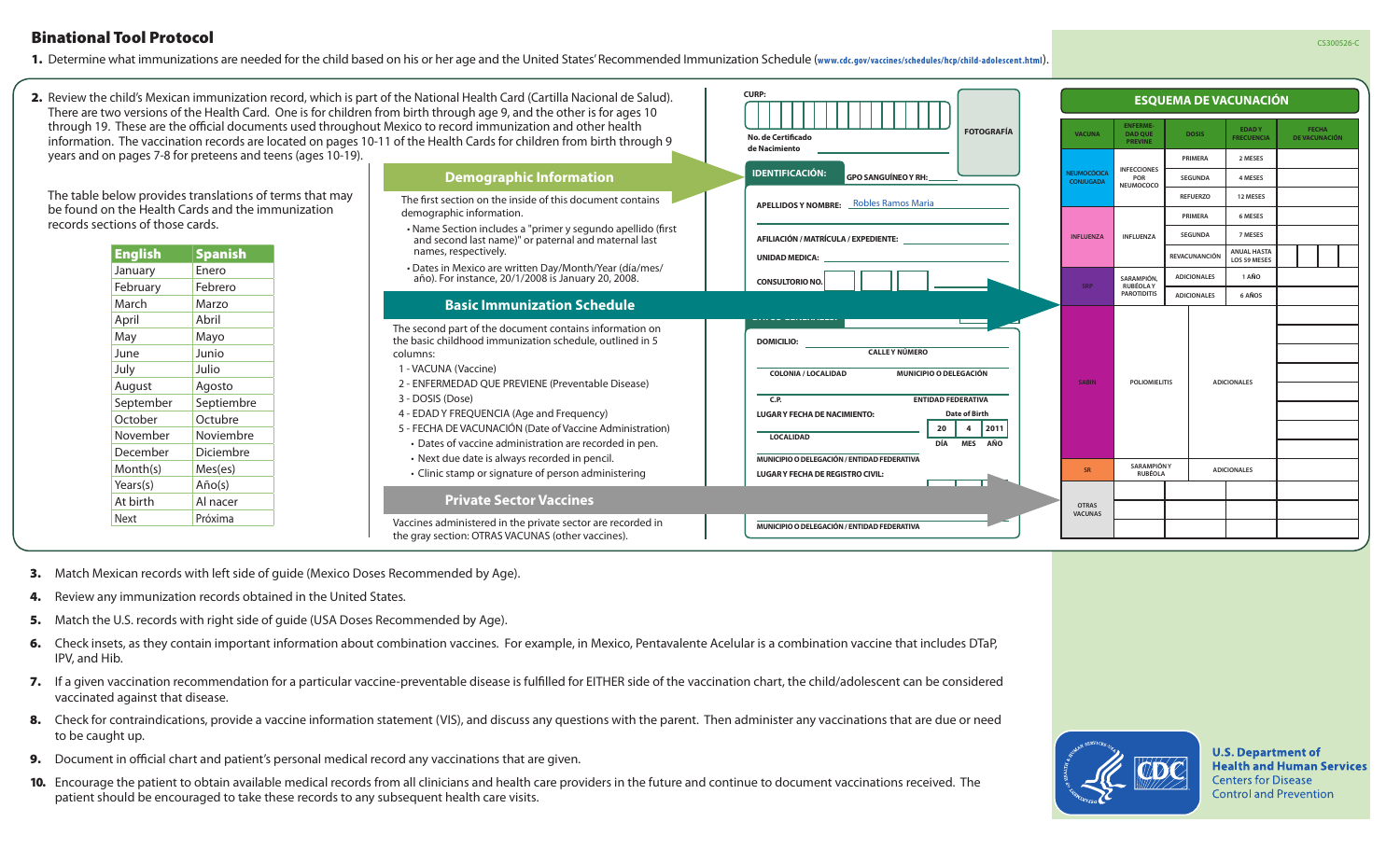# Binational Tool Protocol

CS300526-C

1. Determine what immunizations are needed for the child based on his or her age and the United States' Recommended Immunization Schedule (www.cdc.gov/vaccines/schedules/hcp/child-adolescent.html).

2. Review the child's Mexican immunization record, which is part of the National Health Card (Cartilla Nacional de Salud). There are two versions of the Health Card. One is for children from birth through age 9, and the other is for age 10 through 19. These are the official documents used throughout Mexico to record immunization and other health information. The vaccination records are located on pages 10-11 of the Health Cards for children from birth through 9 years and on pages 7-8 for preteens and teens (ages 10-19).

The table below provides translations of terms that may be found on the Health Cards and the immunization records sections of those cards.

| English | Spanish |
|---|---|
| January | Enero |
| February | Febrero |
| March | Marzo |
| April | Abril |
| May | Mayo |
| June | Junio |
| July | Julio |
| August | Agosto |
| September | Septiembre |
| October | Octubre |
| November | Noviembre |
| December | Diciembre |
| Month(s) | Mes(es) |
| Years(s) | Año(s) |
| At birth | Al nacer |
| Next | Próxima |

## Demographic Information

The first section on the inside of this document contains demographic information.

- Name Section includes a "primer y segundo apellido (first and second last name)" or paternal and maternal last names, respectively.
- Dates in Mexico are written Day/Month/Year (día/mes/año). For instance, 20/1/2008 is January 20, 2008.

## Basic Immunization Schedule

The second part of the document contains information on the basic childhood immunization schedule, outlined in 5 columns:

1 - VACUNA (Vaccine)
2 - ENFERMEDAD QUE PREVIENE (Preventable Disease)
3 - DOSIS (Dose)
4 - EDAD Y FREQUENCIA (Age and Frequency)
5 - FECHA DE VACUNACIÓN (Date of Vaccine Administration)

- Dates of vaccine administration are recorded in pen.
- Next due date is always recorded in pencil.
- Clinic stamp or signature of person administering

## Private Sector Vaccines

Vaccines administered in the private sector are recorded in the gray section: OTRAS VACUNAS (other vaccines).

CURP:

No. de Certificado de Nacimiento

FOTOGRAFÍA

IDENTIFICACIÓN: GPO SANGUÍNEO Y RH:

APELLIDOS Y NOMBRE: Robles Ramos Maria

AFILIACIÓN / MATRÍCULA / EXPEDIENTE:

UNIDAD MEDICA:

CONSULTORIO NO.

DOMICILIO: CALLE Y NÚMERO

COLONIA / LOCALIDAD | MUNICIPIO O DELEGACIÓN

C.P. | ENTIDAD FEDERATIVA

LUGAR Y FECHA DE NACIMIENTO: Date of Birth 20 (DÍA) 4 (MES) 2011 (AÑO)

LOCALIDAD

MUNICIPIO O DELEGACIÓN / ENTIDAD FEDERATIVA

LUGAR Y FECHA DE REGISTRO CIVIL:

MUNICIPIO O DELEGACIÓN / ENTIDAD FEDERATIVA

**ESQUEMA DE VACUNACIÓN**

| VACUNA | ENFERMEDAD QUE PREVIENE | DOSIS | EDAD Y FRECUENCIA | FECHA DE VACUNACIÓN |
|---|---|---|---|---|
| NEUMOCÓCICA CONJUGADA | INFECCIONES POR NEUMOCOCO | PRIMERA | 2 MESES | |
| | | SEGUNDA | 4 MESES | |
| | | REFUERZO | 12 MESES | |
| INFLUENZA | INFLUENZA | PRIMERA | 6 MESES | |
| | | SEGUNDA | 7 MESES | |
| | | REVACUNACIÓN | ANUAL HASTA LOS 59 MESES | |
| SRP | SARAMPIÓN, RUBÉOLA Y PAROTIDITIS | ADICIONALES | 1 AÑO | |
| | | ADICIONALES | 6 AÑOS | |
| SABIN | POLIOMIELITIS | ADICIONALES | | |
| SR | SARAMPIÓN Y RUBÉOLA | ADICIONALES | | |
| OTRAS VACUNAS | | | | |

3. Match Mexican records with left side of guide (Mexico Doses Recommended by Age).

4. Review any immunization records obtained in the United States.

5. Match the U.S. records with right side of guide (USA Doses Recommended by Age).

6. Check insets, as they contain important information about combination vaccines. For example, in Mexico, Pentavalente Acelular is a combination vaccine that includes DTaP, IPV, and Hib.

7. If a given vaccination recommendation for a particular vaccine-preventable disease is fulfilled for EITHER side of the vaccination chart, the child/adolescent can be considered vaccinated against that disease.

8. Check for contraindications, provide a vaccine information statement (VIS), and discuss any questions with the parent. Then administer any vaccinations that are due or need to be caught up.

9. Document in official chart and patient's personal medical record any vaccinations that are given.

10. Encourage the patient to obtain available medical records from all clinicians and health care providers in the future and continue to document vaccinations received. The patient should be encouraged to take these records to any subsequent health care visits.

U.S. Department of Health and Human Services
Centers for Disease Control and Prevention